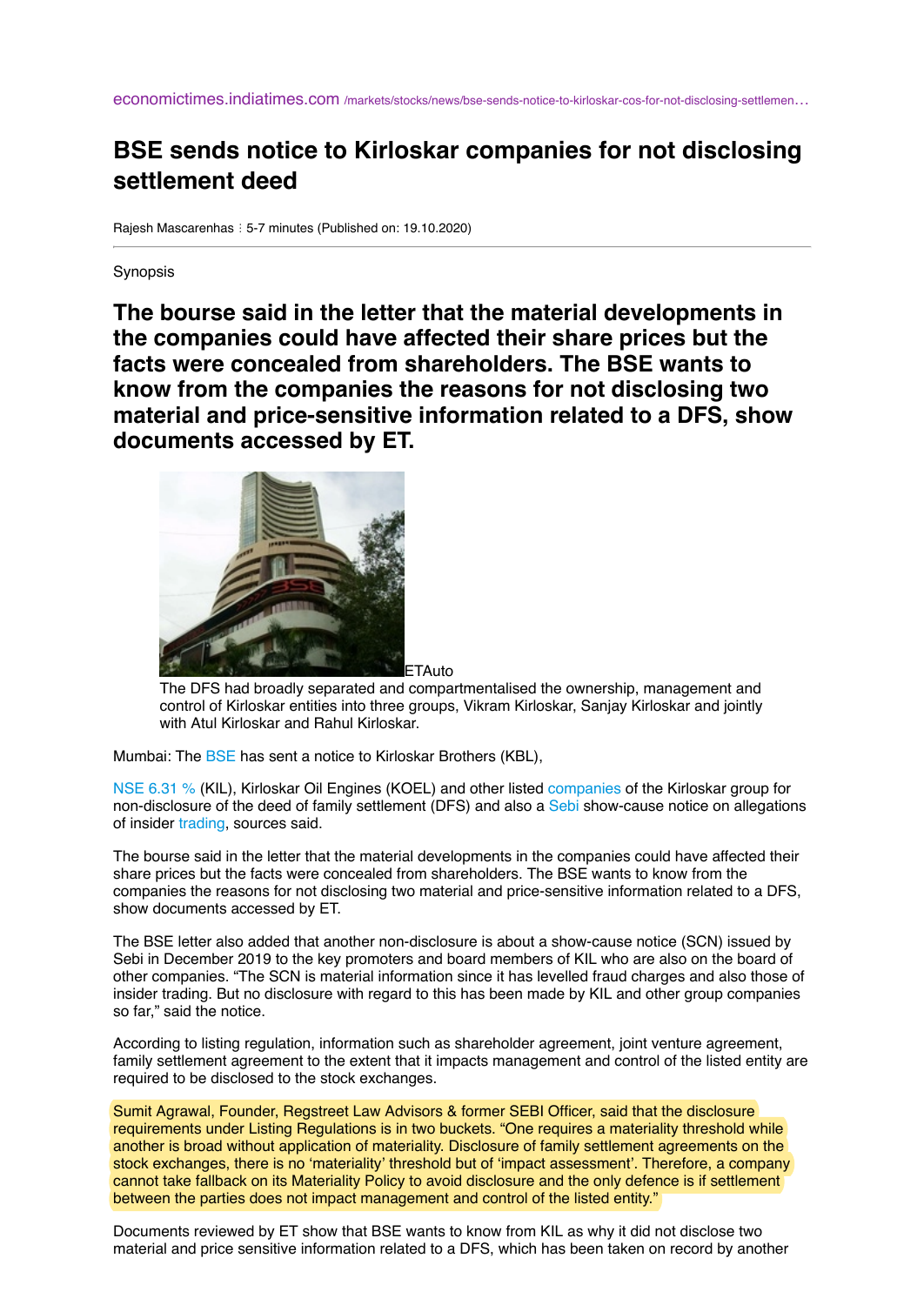economictimes.indiatimes.com /markets/stocks/news/bse-sends-notice-to-kirloskar-cos-for-not-disclosing-settlemen…

# BSE sends notice to Kirloskar companies for not disclosing settlement deed

Rajesh Mascarenhas ⁝ 5-7 minutes (Published on: 19.10.2020)

Synopsis

**The bourse said in the letter that the material developments in the companies could have affected their share prices but the facts were concealed from shareholders. The BSE wants to know from the companies the reasons for not disclosing two material and price-sensitive information related to a DFS, show documents accessed by ET.**

ETAuto

The DFS had broadly separated and compartmentalised the ownership, management and control of Kirloskar entities into three groups, Vikram Kirloskar, Sanjay Kirloskar and jointly with Atul Kirloskar and Rahul Kirloskar.

Mumbai: The BSE has sent a notice to Kirloskar Brothers (KBL),

NSE 6.31 % (KIL), Kirloskar Oil Engines (KOEL) and other listed companies of the Kirloskar group for non-disclosure of the deed of family settlement (DFS) and also a Sebi show-cause notice on allegations of insider trading, sources said.

The bourse said in the letter that the material developments in the companies could have affected their share prices but the facts were concealed from shareholders. The BSE wants to know from the companies the reasons for not disclosing two material and price-sensitive information related to a DFS, show documents accessed by ET.

The BSE letter also added that another non-disclosure is about a show-cause notice (SCN) issued by Sebi in December 2019 to the key promoters and board members of KIL who are also on the board of other companies. "The SCN is material information since it has levelled fraud charges and also those of insider trading. But no disclosure with regard to this has been made by KIL and other group companies so far," said the notice.

According to listing regulation, information such as shareholder agreement, joint venture agreement, family settlement agreement to the extent that it impacts management and control of the listed entity are required to be disclosed to the stock exchanges.

Sumit Agrawal, Founder, Regstreet Law Advisors & former SEBI Officer, said that the disclosure requirements under Listing Regulations is in two buckets. "One requires a materiality threshold while another is broad without application of materiality. Disclosure of family settlement agreements on the stock exchanges, there is no 'materiality' threshold but of 'impact assessment'. Therefore, a company cannot take fallback on its Materiality Policy to avoid disclosure and the only defence is if settlement between the parties does not impact management and control of the listed entity."

Documents reviewed by ET show that BSE wants to know from KIL as why it did not disclose two material and price sensitive information related to a DFS, which has been taken on record by another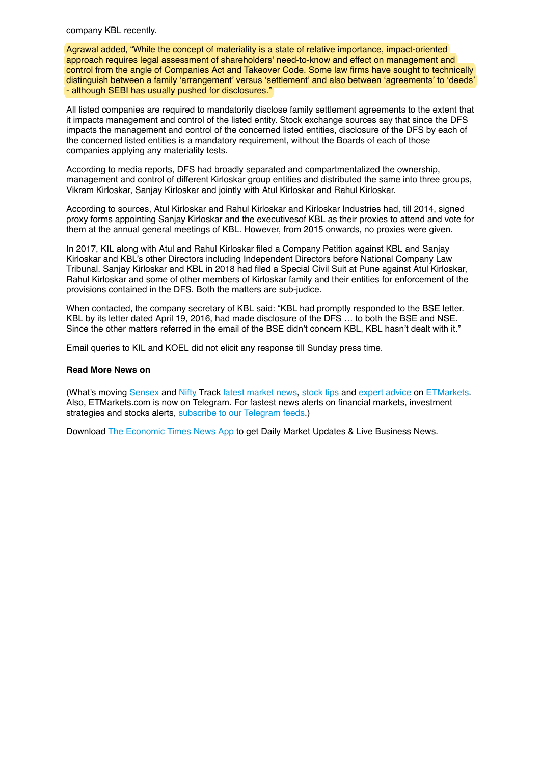company KBL recently.

Agrawal added, “While the concept of materiality is a state of relative importance, impact-oriented approach requires legal assessment of shareholders’ need-to-know and effect on management and control from the angle of Companies Act and Takeover Code. Some law firms have sought to technically distinguish between a family ‘arrangement’ versus ‘settlement’ and also between ‘agreements’ to ‘deeds’ - although SEBI has usually pushed for disclosures.”

All listed companies are required to mandatorily disclose family settlement agreements to the extent that it impacts management and control of the listed entity. Stock exchange sources say that since the DFS impacts the management and control of the concerned listed entities, disclosure of the DFS by each of the concerned listed entities is a mandatory requirement, without the Boards of each of those companies applying any materiality tests.

According to media reports, DFS had broadly separated and compartmentalized the ownership, management and control of different Kirloskar group entities and distributed the same into three groups, Vikram Kirloskar, Sanjay Kirloskar and jointly with Atul Kirloskar and Rahul Kirloskar.

According to sources, Atul Kirloskar and Rahul Kirloskar and Kirloskar Industries had, till 2014, signed proxy forms appointing Sanjay Kirloskar and the executivesof KBL as their proxies to attend and vote for them at the annual general meetings of KBL. However, from 2015 onwards, no proxies were given.

In 2017, KIL along with Atul and Rahul Kirloskar filed a Company Petition against KBL and Sanjay Kirloskar and KBL’s other Directors including Independent Directors before National Company Law Tribunal. Sanjay Kirloskar and KBL in 2018 had filed a Special Civil Suit at Pune against Atul Kirloskar, Rahul Kirloskar and some of other members of Kirloskar family and their entities for enforcement of the provisions contained in the DFS. Both the matters are sub-judice.

When contacted, the company secretary of KBL said: “KBL had promptly responded to the BSE letter. KBL by its letter dated April 19, 2016, had made disclosure of the DFS … to both the BSE and NSE. Since the other matters referred in the email of the BSE didn’t concern KBL, KBL hasn’t dealt with it.”

Email queries to KIL and KOEL did not elicit any response till Sunday press time.

**Read More News on**

(What's moving Sensex and Nifty Track latest market news, stock tips and expert advice on ETMarkets. Also, ETMarkets.com is now on Telegram. For fastest news alerts on financial markets, investment strategies and stocks alerts, subscribe to our Telegram feeds.)

Download The Economic Times News App to get Daily Market Updates & Live Business News.